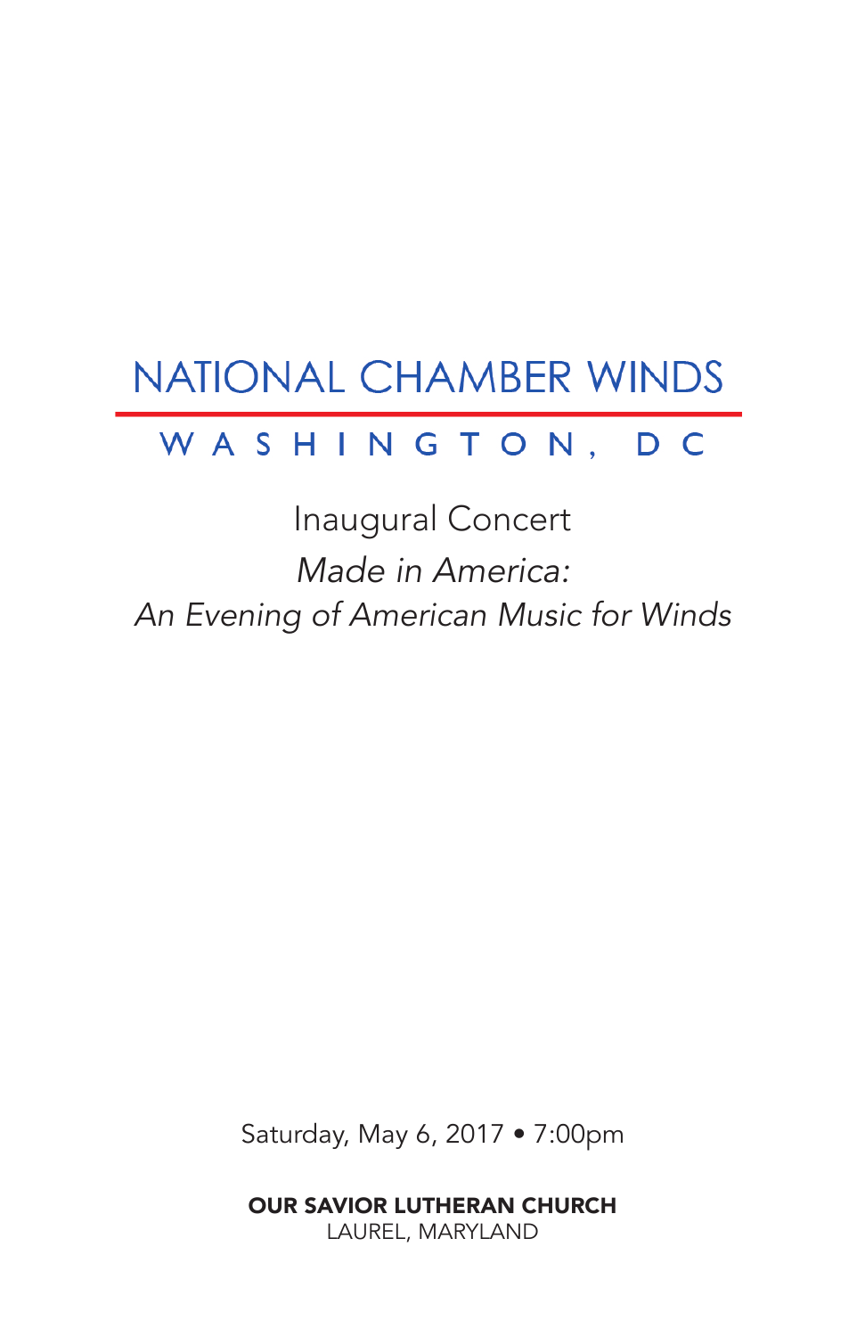# NATIONAL CHAMBER WINDS

## WASHINGTON, DC

Inaugural Concert

*Made in America:*
*An Evening of American Music for Winds*

Saturday, May 6, 2017 • 7:00pm

**OUR SAVIOR LUTHERAN CHURCH**
LAUREL, MARYLAND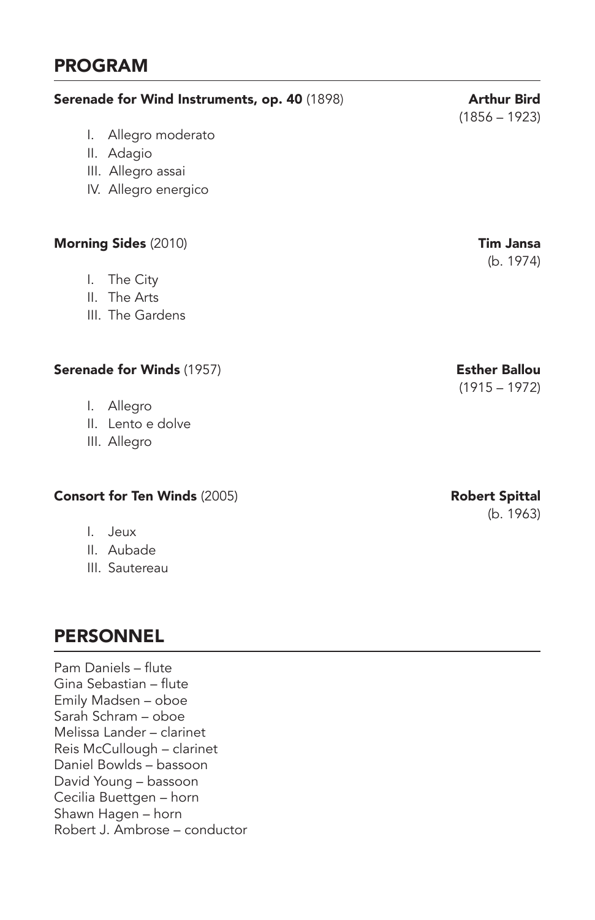## PROGRAM

**Serenade for Wind Instruments, op. 40** (1898) — **Arthur Bird** (1856 – 1923)

I. Allegro moderato
II. Adagio
III. Allegro assai
IV. Allegro energico

**Morning Sides** (2010) — **Tim Jansa** (b. 1974)

I. The City
II. The Arts
III. The Gardens

**Serenade for Winds** (1957) — **Esther Ballou** (1915 – 1972)

I. Allegro
II. Lento e dolve
III. Allegro

**Consort for Ten Winds** (2005) — **Robert Spittal** (b. 1963)

I. Jeux
II. Aubade
III. Sautereau

## PERSONNEL

Pam Daniels – flute
Gina Sebastian – flute
Emily Madsen – oboe
Sarah Schram – oboe
Melissa Lander – clarinet
Reis McCullough – clarinet
Daniel Bowlds – bassoon
David Young – bassoon
Cecilia Buettgen – horn
Shawn Hagen – horn
Robert J. Ambrose – conductor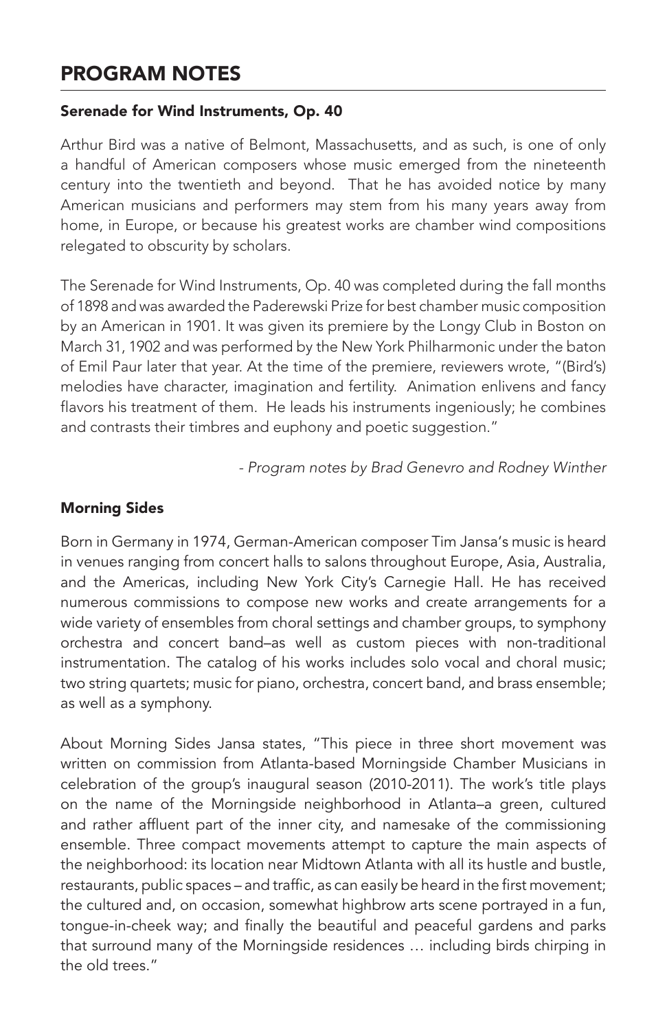# PROGRAM NOTES

## Serenade for Wind Instruments, Op. 40

Arthur Bird was a native of Belmont, Massachusetts, and as such, is one of only a handful of American composers whose music emerged from the nineteenth century into the twentieth and beyond. That he has avoided notice by many American musicians and performers may stem from his many years away from home, in Europe, or because his greatest works are chamber wind compositions relegated to obscurity by scholars.

The Serenade for Wind Instruments, Op. 40 was completed during the fall months of 1898 and was awarded the Paderewski Prize for best chamber music composition by an American in 1901. It was given its premiere by the Longy Club in Boston on March 31, 1902 and was performed by the New York Philharmonic under the baton of Emil Paur later that year. At the time of the premiere, reviewers wrote, "(Bird's) melodies have character, imagination and fertility. Animation enlivens and fancy flavors his treatment of them. He leads his instruments ingeniously; he combines and contrasts their timbres and euphony and poetic suggestion."

*- Program notes by Brad Genevro and Rodney Winther*

## Morning Sides

Born in Germany in 1974, German-American composer Tim Jansa's music is heard in venues ranging from concert halls to salons throughout Europe, Asia, Australia, and the Americas, including New York City's Carnegie Hall. He has received numerous commissions to compose new works and create arrangements for a wide variety of ensembles from choral settings and chamber groups, to symphony orchestra and concert band–as well as custom pieces with non-traditional instrumentation. The catalog of his works includes solo vocal and choral music; two string quartets; music for piano, orchestra, concert band, and brass ensemble; as well as a symphony.

About Morning Sides Jansa states, "This piece in three short movement was written on commission from Atlanta-based Morningside Chamber Musicians in celebration of the group's inaugural season (2010-2011). The work's title plays on the name of the Morningside neighborhood in Atlanta–a green, cultured and rather affluent part of the inner city, and namesake of the commissioning ensemble. Three compact movements attempt to capture the main aspects of the neighborhood: its location near Midtown Atlanta with all its hustle and bustle, restaurants, public spaces – and traffic, as can easily be heard in the first movement; the cultured and, on occasion, somewhat highbrow arts scene portrayed in a fun, tongue-in-cheek way; and finally the beautiful and peaceful gardens and parks that surround many of the Morningside residences … including birds chirping in the old trees."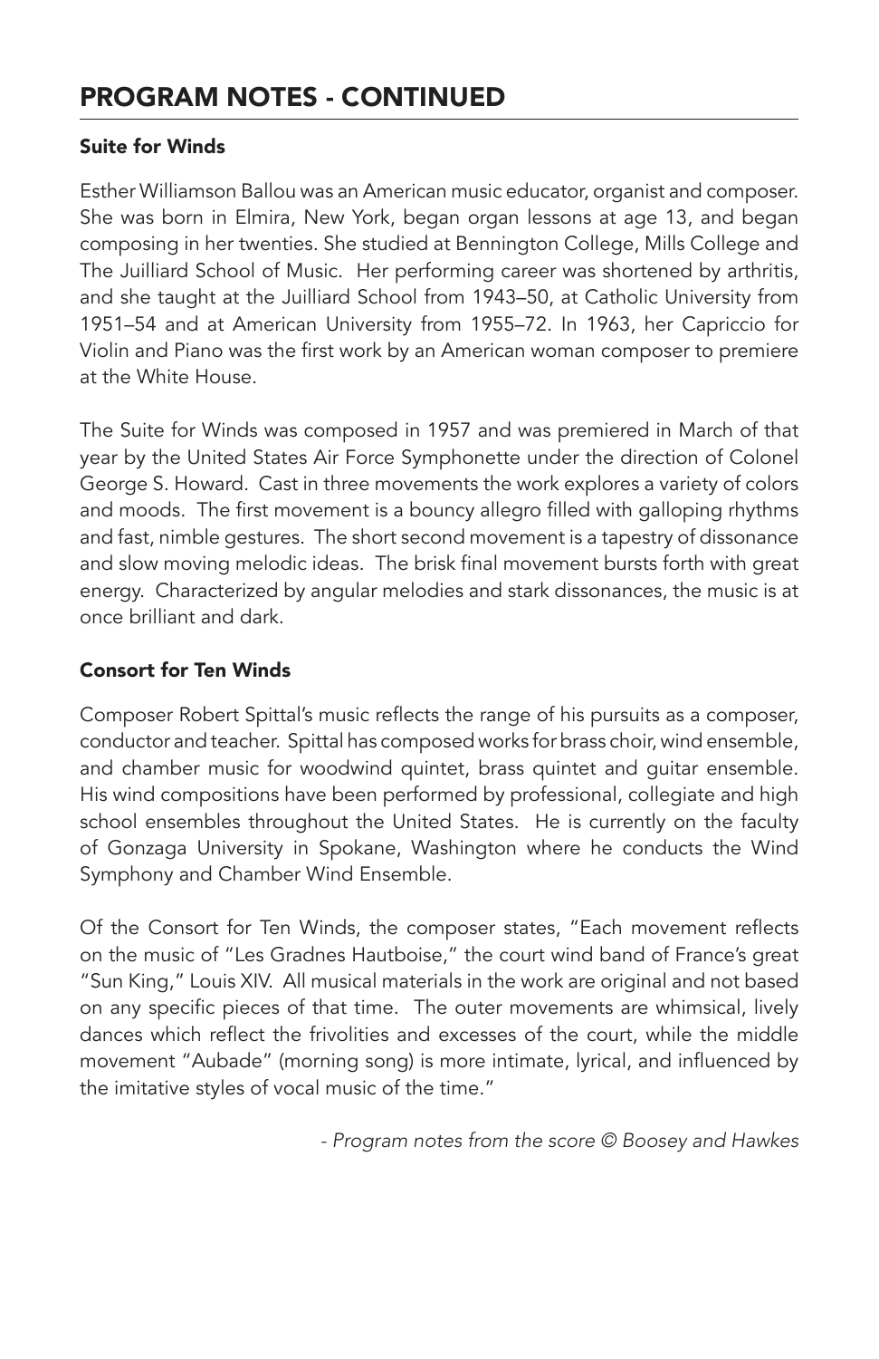## PROGRAM NOTES - CONTINUED

### Suite for Winds

Esther Williamson Ballou was an American music educator, organist and composer. She was born in Elmira, New York, began organ lessons at age 13, and began composing in her twenties. She studied at Bennington College, Mills College and The Juilliard School of Music. Her performing career was shortened by arthritis, and she taught at the Juilliard School from 1943–50, at Catholic University from 1951–54 and at American University from 1955–72. In 1963, her Capriccio for Violin and Piano was the first work by an American woman composer to premiere at the White House.

The Suite for Winds was composed in 1957 and was premiered in March of that year by the United States Air Force Symphonette under the direction of Colonel George S. Howard. Cast in three movements the work explores a variety of colors and moods. The first movement is a bouncy allegro filled with galloping rhythms and fast, nimble gestures. The short second movement is a tapestry of dissonance and slow moving melodic ideas. The brisk final movement bursts forth with great energy. Characterized by angular melodies and stark dissonances, the music is at once brilliant and dark.

### Consort for Ten Winds

Composer Robert Spittal's music reflects the range of his pursuits as a composer, conductor and teacher. Spittal has composed works for brass choir, wind ensemble, and chamber music for woodwind quintet, brass quintet and guitar ensemble. His wind compositions have been performed by professional, collegiate and high school ensembles throughout the United States. He is currently on the faculty of Gonzaga University in Spokane, Washington where he conducts the Wind Symphony and Chamber Wind Ensemble.

Of the Consort for Ten Winds, the composer states, "Each movement reflects on the music of "Les Gradnes Hautboise," the court wind band of France's great "Sun King," Louis XIV. All musical materials in the work are original and not based on any specific pieces of that time. The outer movements are whimsical, lively dances which reflect the frivolities and excesses of the court, while the middle movement "Aubade" (morning song) is more intimate, lyrical, and influenced by the imitative styles of vocal music of the time."

*- Program notes from the score © Boosey and Hawkes*